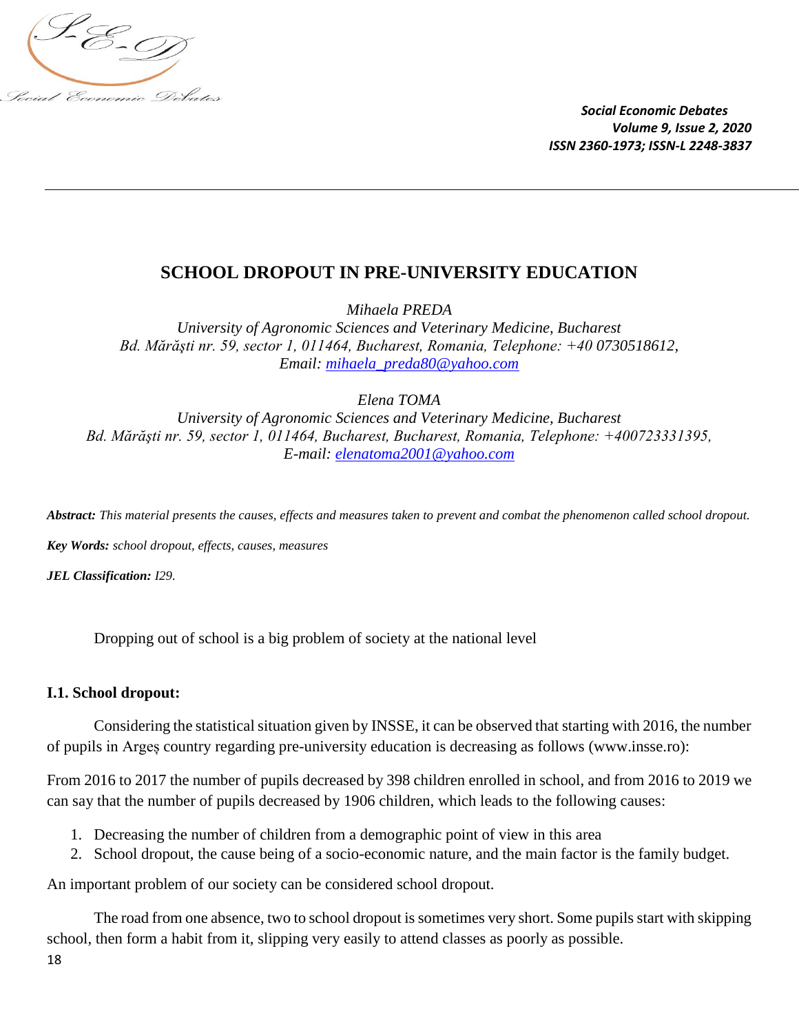# SCHOOL DROPOUT IN PRE-UNIVERSITY EDUCATION

*Mihaela PREDA*
*University of Agronomic Sciences and Veterinary Medicine, Bucharest*
*Bd. Mărăşti nr. 59, sector 1, 011464, Bucharest, Romania, Telephone: +40 0730518612,*
*Email: mihaela_preda80@yahoo.com*

*Elena TOMA*
*University of Agronomic Sciences and Veterinary Medicine, Bucharest*
*Bd. Mărăşti nr. 59, sector 1, 011464, Bucharest, Bucharest, Romania, Telephone: +400723331395,*
*E-mail: elenatoma2001@yahoo.com*

***Abstract:*** *This material presents the causes, effects and measures taken to prevent and combat the phenomenon called school dropout.*

***Key Words:*** *school dropout, effects, causes, measures*

***JEL Classification:*** *I29.*

Dropping out of school is a big problem of society at the national level

## I.1. School dropout:

Considering the statistical situation given by INSSE, it can be observed that starting with 2016, the number of pupils in Argeș country regarding pre-university education is decreasing as follows (www.insse.ro):

From 2016 to 2017 the number of pupils decreased by 398 children enrolled in school, and from 2016 to 2019 we can say that the number of pupils decreased by 1906 children, which leads to the following causes:

1. Decreasing the number of children from a demographic point of view in this area
2. School dropout, the cause being of a socio-economic nature, and the main factor is the family budget.

An important problem of our society can be considered school dropout.

The road from one absence, two to school dropout is sometimes very short. Some pupils start with skipping school, then form a habit from it, slipping very easily to attend classes as poorly as possible.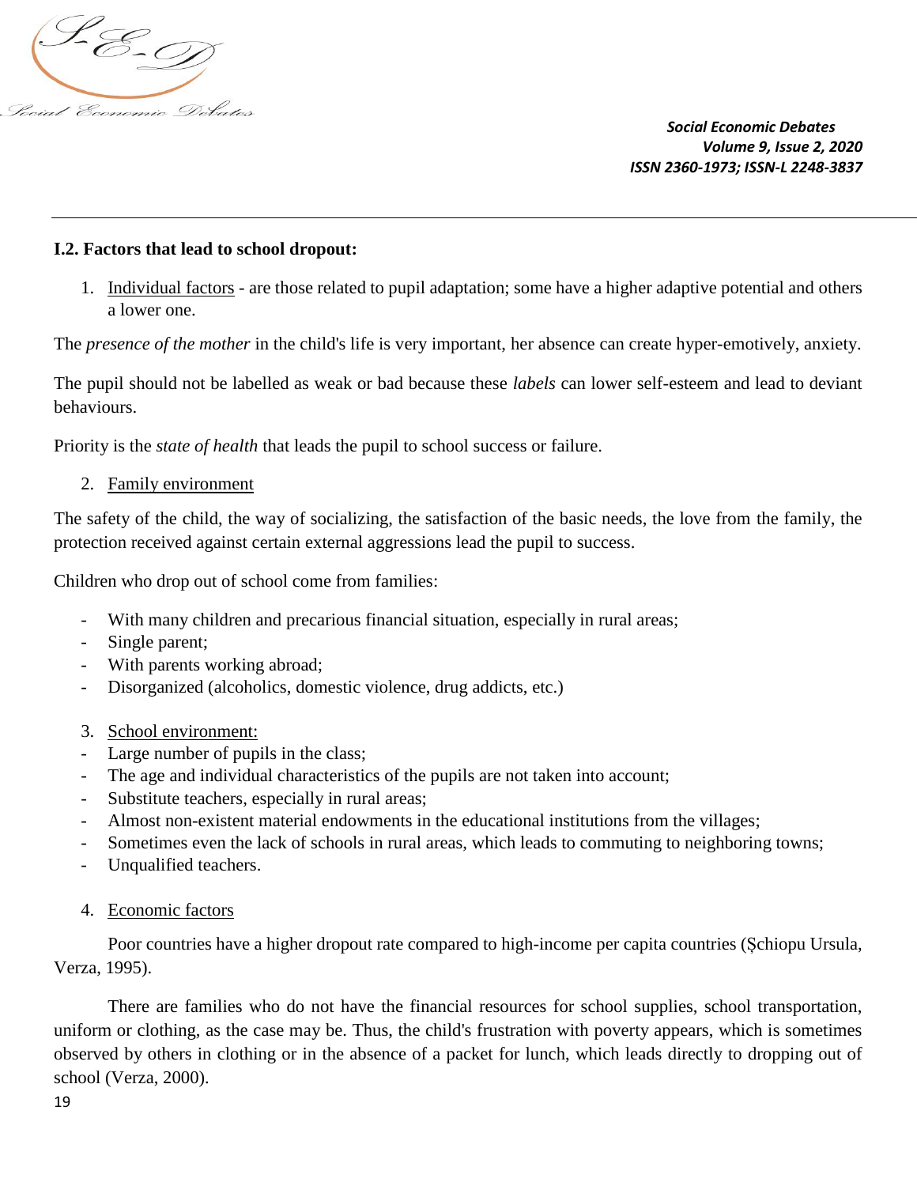### I.2. Factors that lead to school dropout:

1. Individual factors - are those related to pupil adaptation; some have a higher adaptive potential and others a lower one.

The *presence of the mother* in the child's life is very important, her absence can create hyper-emotively, anxiety.

The pupil should not be labelled as weak or bad because these *labels* can lower self-esteem and lead to deviant behaviours.

Priority is the *state of health* that leads the pupil to school success or failure.

2. Family environment

The safety of the child, the way of socializing, the satisfaction of the basic needs, the love from the family, the protection received against certain external aggressions lead the pupil to success.

Children who drop out of school come from families:

- With many children and precarious financial situation, especially in rural areas;
- Single parent;
- With parents working abroad;
- Disorganized (alcoholics, domestic violence, drug addicts, etc.)

3. School environment:

- Large number of pupils in the class;
- The age and individual characteristics of the pupils are not taken into account;
- Substitute teachers, especially in rural areas;
- Almost non-existent material endowments in the educational institutions from the villages;
- Sometimes even the lack of schools in rural areas, which leads to commuting to neighboring towns;
- Unqualified teachers.

4. Economic factors

Poor countries have a higher dropout rate compared to high-income per capita countries (Șchiopu Ursula, Verza, 1995).

There are families who do not have the financial resources for school supplies, school transportation, uniform or clothing, as the case may be. Thus, the child's frustration with poverty appears, which is sometimes observed by others in clothing or in the absence of a packet for lunch, which leads directly to dropping out of school (Verza, 2000).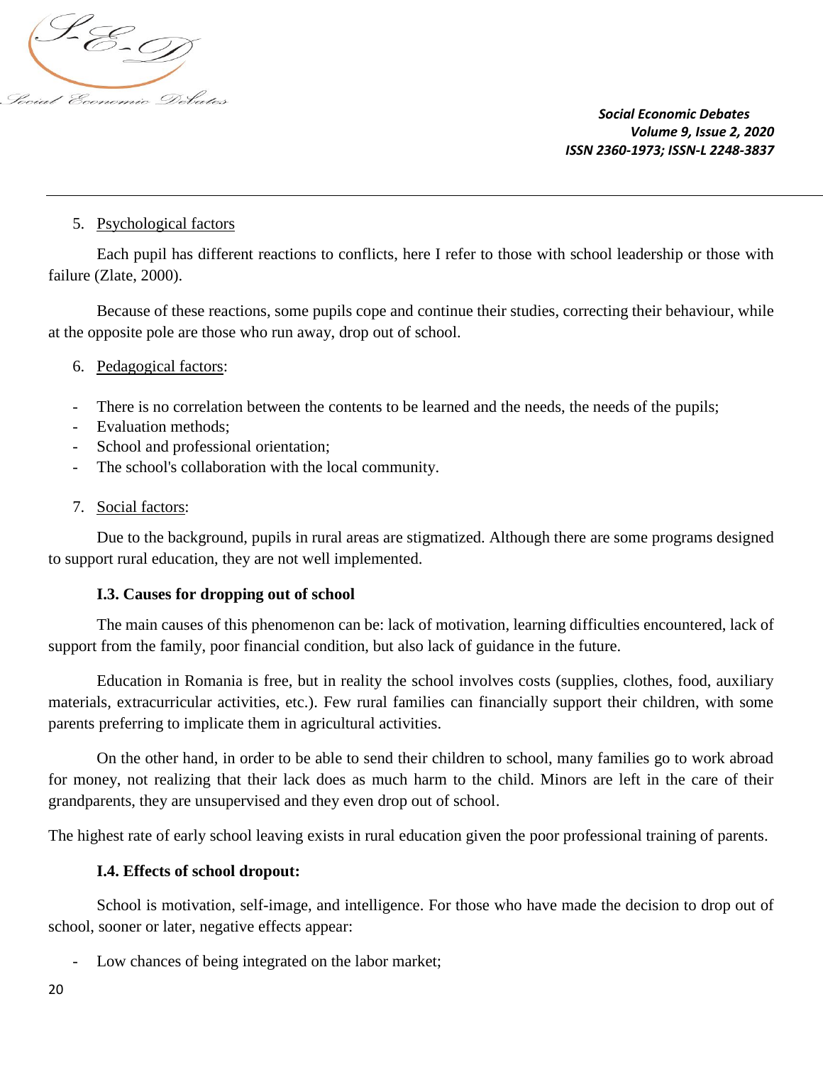5. <u>Psychological factors</u>

Each pupil has different reactions to conflicts, here I refer to those with school leadership or those with failure (Zlate, 2000).

Because of these reactions, some pupils cope and continue their studies, correcting their behaviour, while at the opposite pole are those who run away, drop out of school.

6. <u>Pedagogical factors</u>:

- There is no correlation between the contents to be learned and the needs, the needs of the pupils;
- Evaluation methods;
- School and professional orientation;
- The school's collaboration with the local community.

7. <u>Social factors</u>:

Due to the background, pupils in rural areas are stigmatized. Although there are some programs designed to support rural education, they are not well implemented.

**I.3. Causes for dropping out of school**

The main causes of this phenomenon can be: lack of motivation, learning difficulties encountered, lack of support from the family, poor financial condition, but also lack of guidance in the future.

Education in Romania is free, but in reality the school involves costs (supplies, clothes, food, auxiliary materials, extracurricular activities, etc.). Few rural families can financially support their children, with some parents preferring to implicate them in agricultural activities.

On the other hand, in order to be able to send their children to school, many families go to work abroad for money, not realizing that their lack does as much harm to the child. Minors are left in the care of their grandparents, they are unsupervised and they even drop out of school.

The highest rate of early school leaving exists in rural education given the poor professional training of parents.

**I.4. Effects of school dropout:**

School is motivation, self-image, and intelligence. For those who have made the decision to drop out of school, sooner or later, negative effects appear:

- Low chances of being integrated on the labor market;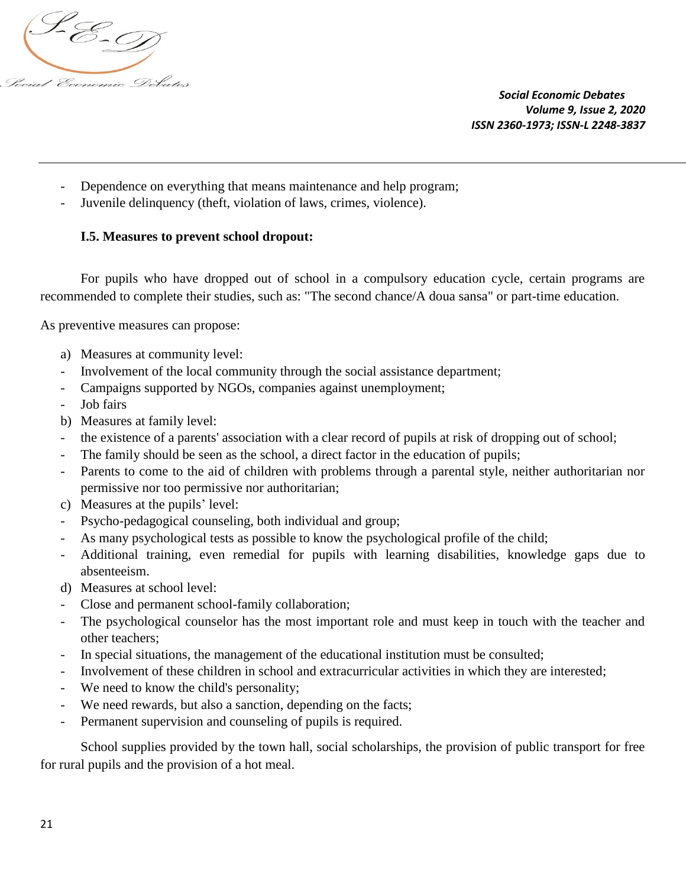- Dependence on everything that means maintenance and help program;
- Juvenile delinquency (theft, violation of laws, crimes, violence).

**I.5. Measures to prevent school dropout:**

For pupils who have dropped out of school in a compulsory education cycle, certain programs are recommended to complete their studies, such as: "The second chance/A doua sansa" or part-time education.

As preventive measures can propose:

a) Measures at community level:
- Involvement of the local community through the social assistance department;
- Campaigns supported by NGOs, companies against unemployment;
- Job fairs

b) Measures at family level:
- the existence of a parents' association with a clear record of pupils at risk of dropping out of school;
- The family should be seen as the school, a direct factor in the education of pupils;
- Parents to come to the aid of children with problems through a parental style, neither authoritarian nor permissive nor too permissive nor authoritarian;

c) Measures at the pupils' level:
- Psycho-pedagogical counseling, both individual and group;
- As many psychological tests as possible to know the psychological profile of the child;
- Additional training, even remedial for pupils with learning disabilities, knowledge gaps due to absenteeism.

d) Measures at school level:
- Close and permanent school-family collaboration;
- The psychological counselor has the most important role and must keep in touch with the teacher and other teachers;
- In special situations, the management of the educational institution must be consulted;
- Involvement of these children in school and extracurricular activities in which they are interested;
- We need to know the child's personality;
- We need rewards, but also a sanction, depending on the facts;
- Permanent supervision and counseling of pupils is required.

School supplies provided by the town hall, social scholarships, the provision of public transport for free for rural pupils and the provision of a hot meal.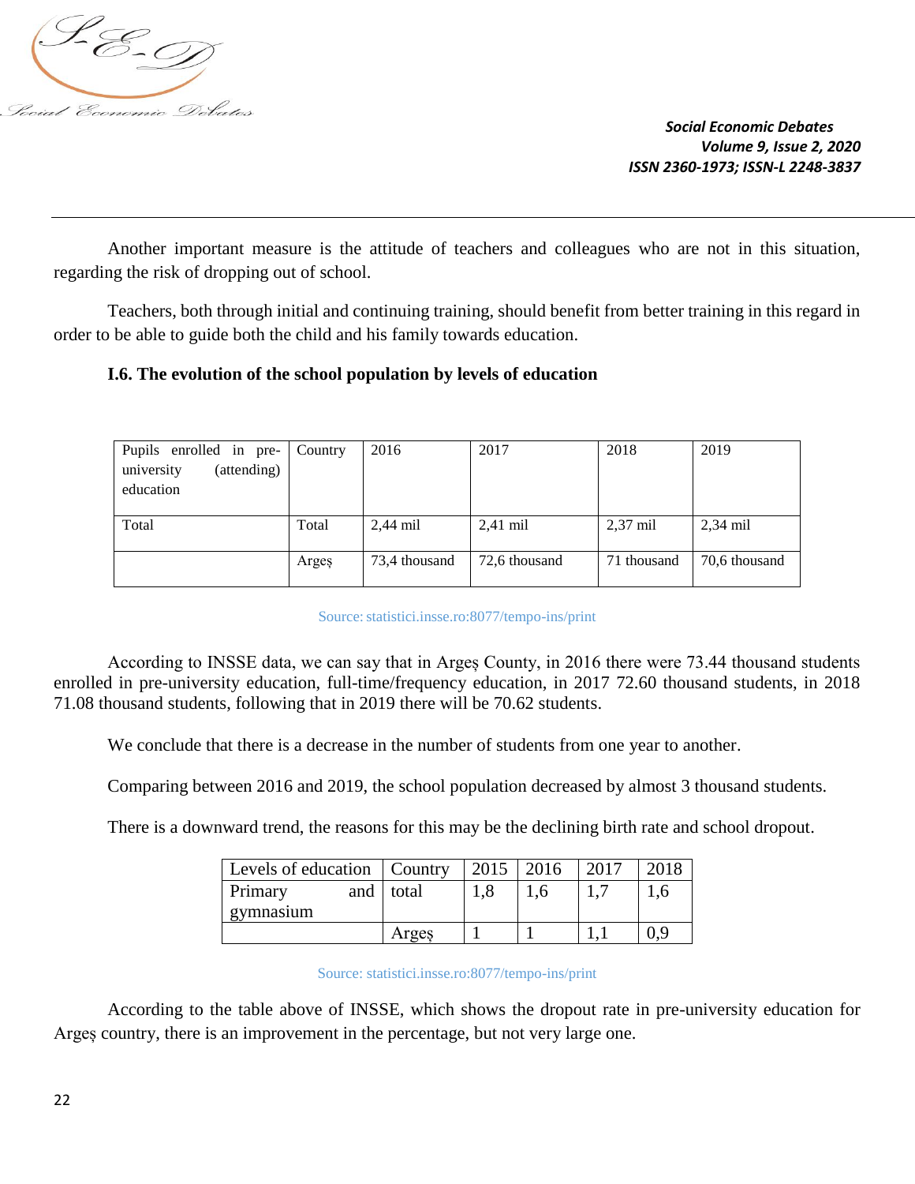Another important measure is the attitude of teachers and colleagues who are not in this situation, regarding the risk of dropping out of school.

Teachers, both through initial and continuing training, should benefit from better training in this regard in order to be able to guide both the child and his family towards education.

### I.6. The evolution of the school population by levels of education

| Pupils enrolled in pre-university (attending) education | Country | 2016 | 2017 | 2018 | 2019 |
|---|---|---|---|---|---|
| Total | Total | 2,44 mil | 2,41 mil | 2,37 mil | 2,34 mil |
| | Argeș | 73,4 thousand | 72,6 thousand | 71 thousand | 70,6 thousand |

Source: statistici.insse.ro:8077/tempo-ins/print

According to INSSE data, we can say that in Argeș County, in 2016 there were 73.44 thousand students enrolled in pre-university education, full-time/frequency education, in 2017 72.60 thousand students, in 2018 71.08 thousand students, following that in 2019 there will be 70.62 students.

We conclude that there is a decrease in the number of students from one year to another.

Comparing between 2016 and 2019, the school population decreased by almost 3 thousand students.

There is a downward trend, the reasons for this may be the declining birth rate and school dropout.

| Levels of education | Country | 2015 | 2016 | 2017 | 2018 |
|---|---|---|---|---|---|
| Primary and gymnasium | total | 1,8 | 1,6 | 1,7 | 1,6 |
| | Argeș | 1 | 1 | 1,1 | 0,9 |

Source: statistici.insse.ro:8077/tempo-ins/print

According to the table above of INSSE, which shows the dropout rate in pre-university education for Argeș country, there is an improvement in the percentage, but not very large one.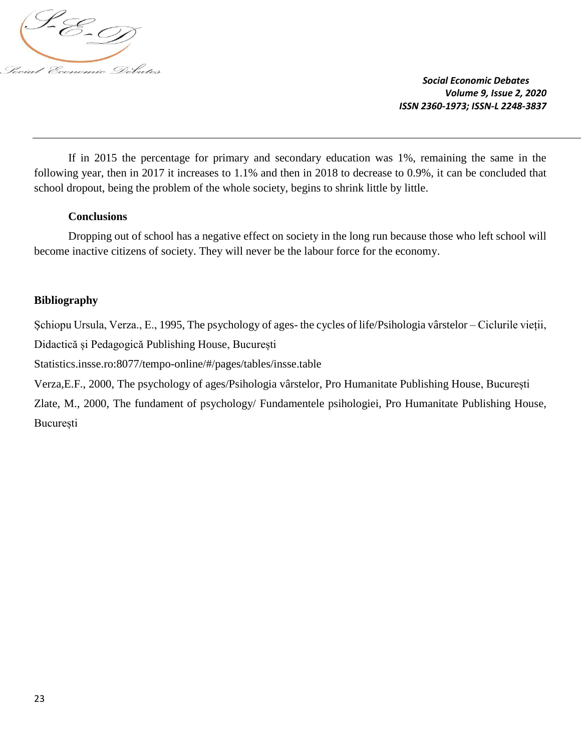If in 2015 the percentage for primary and secondary education was 1%, remaining the same in the following year, then in 2017 it increases to 1.1% and then in 2018 to decrease to 0.9%, it can be concluded that school dropout, being the problem of the whole society, begins to shrink little by little.

## Conclusions

Dropping out of school has a negative effect on society in the long run because those who left school will become inactive citizens of society. They will never be the labour force for the economy.

## Bibliography

Șchiopu Ursula, Verza., E., 1995, The psychology of ages- the cycles of life/Psihologia vârstelor – Ciclurile vieții, Didactică și Pedagogică Publishing House, București

Statistics.insse.ro:8077/tempo-online/#/pages/tables/insse.table

Verza,E.F., 2000, The psychology of ages/Psihologia vârstelor, Pro Humanitate Publishing House, București

Zlate, M., 2000, The fundament of psychology/ Fundamentele psihologiei, Pro Humanitate Publishing House, București